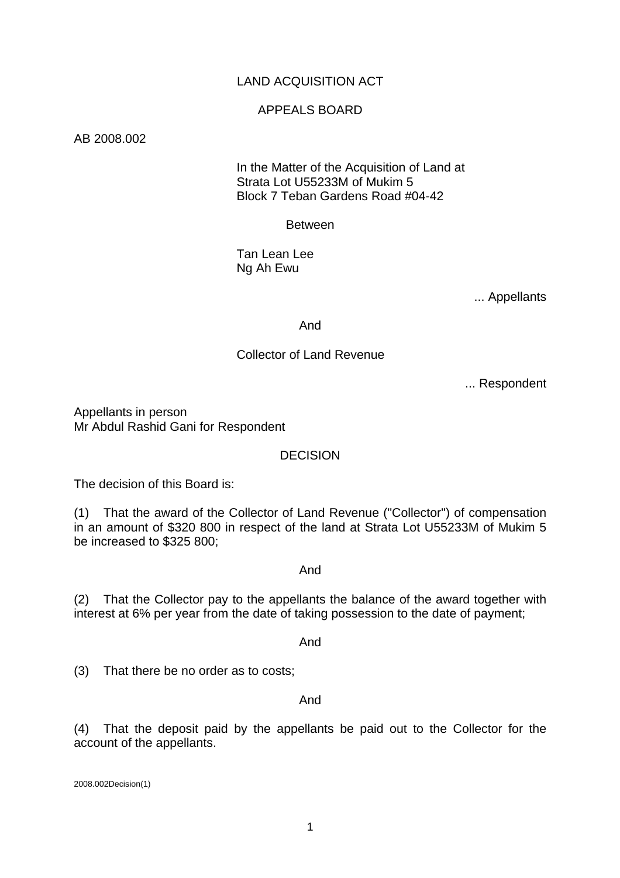LAND ACQUISITION ACT

APPEALS BOARD

AB 2008.002

In the Matter of the Acquisition of Land at
Strata Lot U55233M of Mukim 5
Block 7 Teban Gardens Road #04-42

Between

Tan Lean Lee
Ng Ah Ewu

... Appellants

And

Collector of Land Revenue

... Respondent

Appellants in person
Mr Abdul Rashid Gani for Respondent

DECISION

The decision of this Board is:

(1) That the award of the Collector of Land Revenue ("Collector") of compensation in an amount of $320 800 in respect of the land at Strata Lot U55233M of Mukim 5 be increased to $325 800;

And

(2) That the Collector pay to the appellants the balance of the award together with interest at 6% per year from the date of taking possession to the date of payment;

And

(3) That there be no order as to costs;

And

(4) That the deposit paid by the appellants be paid out to the Collector for the account of the appellants.

2008.002Decision(1)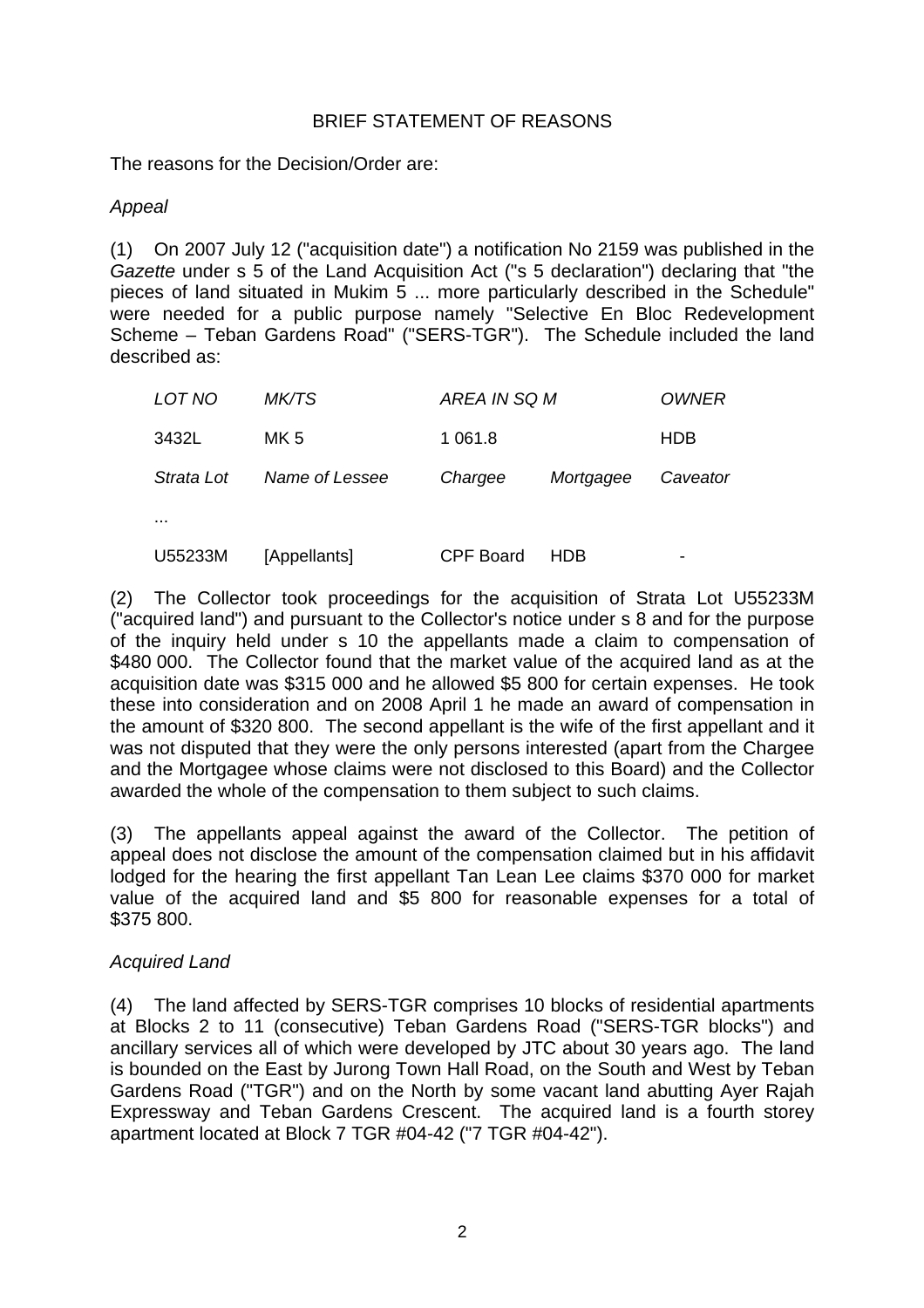BRIEF STATEMENT OF REASONS

The reasons for the Decision/Order are:

*Appeal*

(1) On 2007 July 12 ("acquisition date") a notification No 2159 was published in the *Gazette* under s 5 of the Land Acquisition Act ("s 5 declaration") declaring that "the pieces of land situated in Mukim 5 ... more particularly described in the Schedule" were needed for a public purpose namely "Selective En Bloc Redevelopment Scheme – Teban Gardens Road" ("SERS-TGR"). The Schedule included the land described as:

| *LOT NO* | *MK/TS* | *AREA IN SQ M* | | *OWNER* |
|---|---|---|---|---|
| 3432L | MK 5 | 1 061.8 | | HDB |
| *Strata Lot* | *Name of Lessee* | *Chargee* | *Mortgagee* | *Caveator* |
| ... | | | | |
| U55233M | [Appellants] | CPF Board | HDB | - |

(2) The Collector took proceedings for the acquisition of Strata Lot U55233M ("acquired land") and pursuant to the Collector's notice under s 8 and for the purpose of the inquiry held under s 10 the appellants made a claim to compensation of $480 000. The Collector found that the market value of the acquired land as at the acquisition date was $315 000 and he allowed $5 800 for certain expenses. He took these into consideration and on 2008 April 1 he made an award of compensation in the amount of $320 800. The second appellant is the wife of the first appellant and it was not disputed that they were the only persons interested (apart from the Chargee and the Mortgagee whose claims were not disclosed to this Board) and the Collector awarded the whole of the compensation to them subject to such claims.

(3) The appellants appeal against the award of the Collector. The petition of appeal does not disclose the amount of the compensation claimed but in his affidavit lodged for the hearing the first appellant Tan Lean Lee claims $370 000 for market value of the acquired land and $5 800 for reasonable expenses for a total of $375 800.

*Acquired Land*

(4) The land affected by SERS-TGR comprises 10 blocks of residential apartments at Blocks 2 to 11 (consecutive) Teban Gardens Road ("SERS-TGR blocks") and ancillary services all of which were developed by JTC about 30 years ago. The land is bounded on the East by Jurong Town Hall Road, on the South and West by Teban Gardens Road ("TGR") and on the North by some vacant land abutting Ayer Rajah Expressway and Teban Gardens Crescent. The acquired land is a fourth storey apartment located at Block 7 TGR #04-42 ("7 TGR #04-42").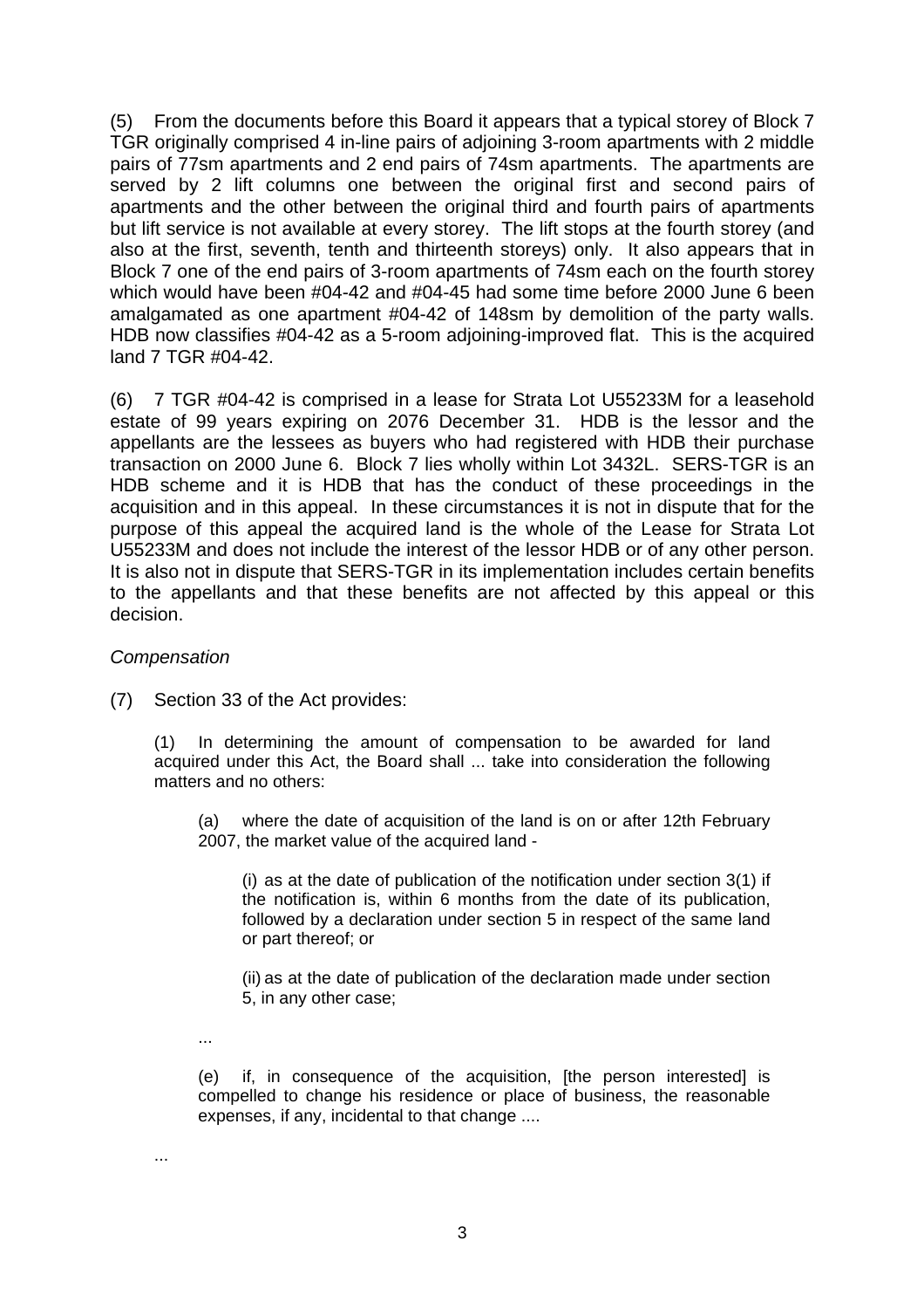(5) From the documents before this Board it appears that a typical storey of Block 7 TGR originally comprised 4 in-line pairs of adjoining 3-room apartments with 2 middle pairs of 77sm apartments and 2 end pairs of 74sm apartments. The apartments are served by 2 lift columns one between the original first and second pairs of apartments and the other between the original third and fourth pairs of apartments but lift service is not available at every storey. The lift stops at the fourth storey (and also at the first, seventh, tenth and thirteenth storeys) only. It also appears that in Block 7 one of the end pairs of 3-room apartments of 74sm each on the fourth storey which would have been #04-42 and #04-45 had some time before 2000 June 6 been amalgamated as one apartment #04-42 of 148sm by demolition of the party walls. HDB now classifies #04-42 as a 5-room adjoining-improved flat. This is the acquired land 7 TGR #04-42.

(6) 7 TGR #04-42 is comprised in a lease for Strata Lot U55233M for a leasehold estate of 99 years expiring on 2076 December 31. HDB is the lessor and the appellants are the lessees as buyers who had registered with HDB their purchase transaction on 2000 June 6. Block 7 lies wholly within Lot 3432L. SERS-TGR is an HDB scheme and it is HDB that has the conduct of these proceedings in the acquisition and in this appeal. In these circumstances it is not in dispute that for the purpose of this appeal the acquired land is the whole of the Lease for Strata Lot U55233M and does not include the interest of the lessor HDB or of any other person. It is also not in dispute that SERS-TGR in its implementation includes certain benefits to the appellants and that these benefits are not affected by this appeal or this decision.

*Compensation*

(7) Section 33 of the Act provides:

> (1) In determining the amount of compensation to be awarded for land acquired under this Act, the Board shall ... take into consideration the following matters and no others:
>
> > (a) where the date of acquisition of the land is on or after 12th February 2007, the market value of the acquired land -
> >
> > > (i) as at the date of publication of the notification under section 3(1) if the notification is, within 6 months from the date of its publication, followed by a declaration under section 5 in respect of the same land or part thereof; or
> > >
> > > (ii) as at the date of publication of the declaration made under section 5, in any other case;
> >
> > ...
> >
> > (e) if, in consequence of the acquisition, [the person interested] is compelled to change his residence or place of business, the reasonable expenses, if any, incidental to that change ....
>
> ...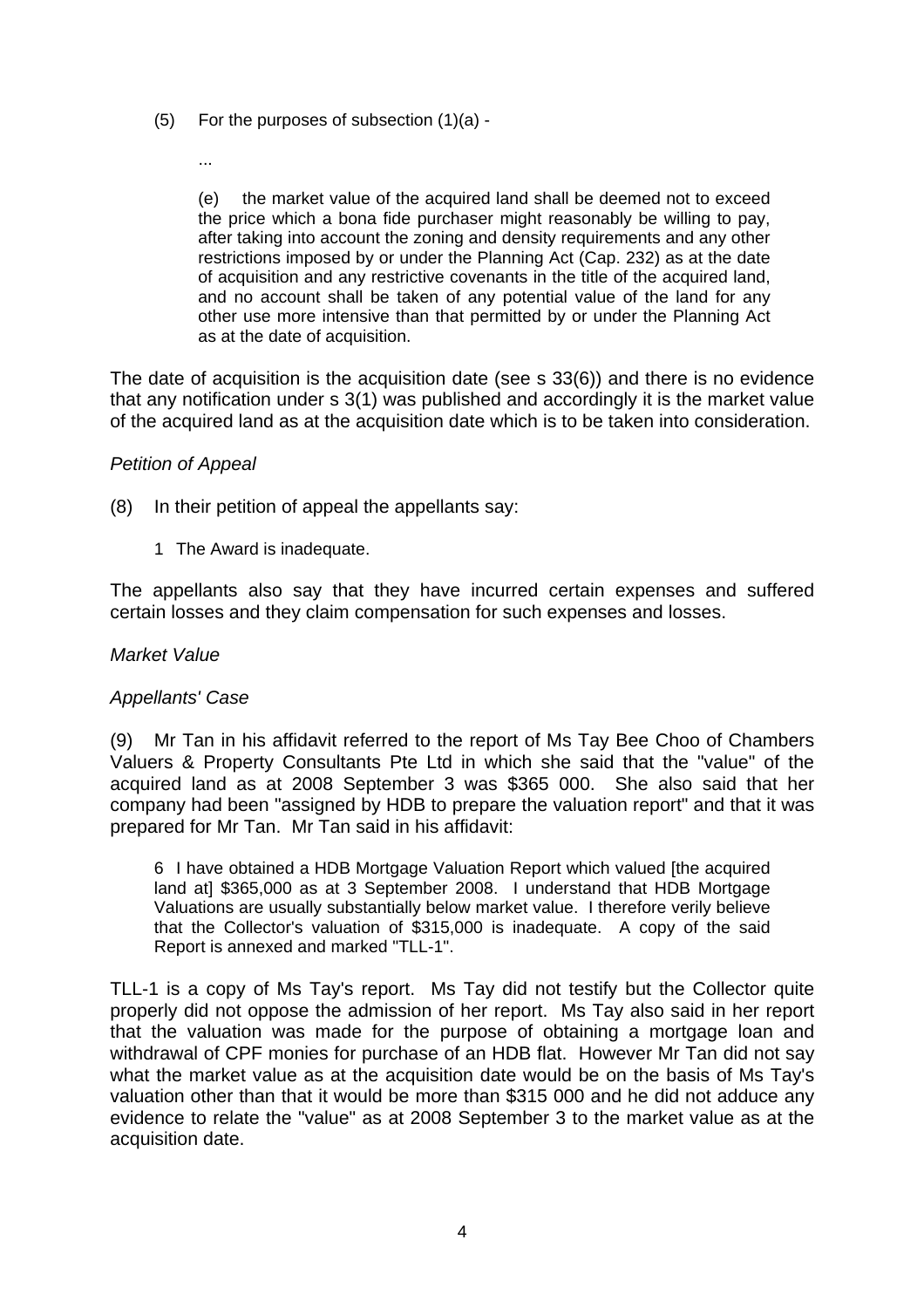(5) For the purposes of subsection (1)(a) -

...

(e) the market value of the acquired land shall be deemed not to exceed the price which a bona fide purchaser might reasonably be willing to pay, after taking into account the zoning and density requirements and any other restrictions imposed by or under the Planning Act (Cap. 232) as at the date of acquisition and any restrictive covenants in the title of the acquired land, and no account shall be taken of any potential value of the land for any other use more intensive than that permitted by or under the Planning Act as at the date of acquisition.

The date of acquisition is the acquisition date (see s 33(6)) and there is no evidence that any notification under s 3(1) was published and accordingly it is the market value of the acquired land as at the acquisition date which is to be taken into consideration.

*Petition of Appeal*

(8) In their petition of appeal the appellants say:

1 The Award is inadequate.

The appellants also say that they have incurred certain expenses and suffered certain losses and they claim compensation for such expenses and losses.

*Market Value*

*Appellants' Case*

(9) Mr Tan in his affidavit referred to the report of Ms Tay Bee Choo of Chambers Valuers & Property Consultants Pte Ltd in which she said that the "value" of the acquired land as at 2008 September 3 was $365 000. She also said that her company had been "assigned by HDB to prepare the valuation report" and that it was prepared for Mr Tan. Mr Tan said in his affidavit:

> 6 I have obtained a HDB Mortgage Valuation Report which valued [the acquired land at] $365,000 as at 3 September 2008. I understand that HDB Mortgage Valuations are usually substantially below market value. I therefore verily believe that the Collector's valuation of $315,000 is inadequate. A copy of the said Report is annexed and marked "TLL-1".

TLL-1 is a copy of Ms Tay's report. Ms Tay did not testify but the Collector quite properly did not oppose the admission of her report. Ms Tay also said in her report that the valuation was made for the purpose of obtaining a mortgage loan and withdrawal of CPF monies for purchase of an HDB flat. However Mr Tan did not say what the market value as at the acquisition date would be on the basis of Ms Tay's valuation other than that it would be more than $315 000 and he did not adduce any evidence to relate the "value" as at 2008 September 3 to the market value as at the acquisition date.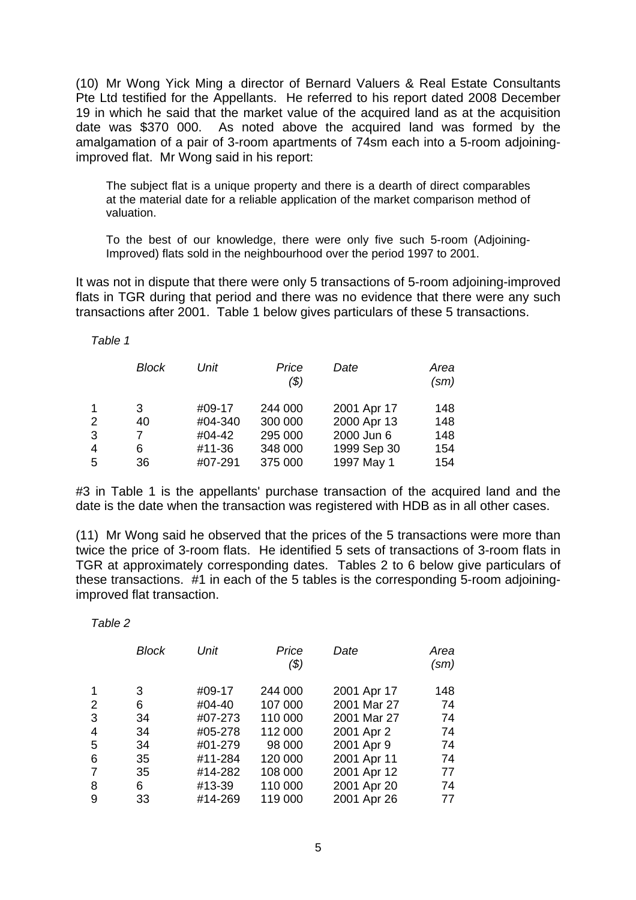(10) Mr Wong Yick Ming a director of Bernard Valuers & Real Estate Consultants Pte Ltd testified for the Appellants. He referred to his report dated 2008 December 19 in which he said that the market value of the acquired land as at the acquisition date was $370 000. As noted above the acquired land was formed by the amalgamation of a pair of 3-room apartments of 74sm each into a 5-room adjoining-improved flat. Mr Wong said in his report:

> The subject flat is a unique property and there is a dearth of direct comparables at the material date for a reliable application of the market comparison method of valuation.
>
> To the best of our knowledge, there were only five such 5-room (Adjoining-Improved) flats sold in the neighbourhood over the period 1997 to 2001.

It was not in dispute that there were only 5 transactions of 5-room adjoining-improved flats in TGR during that period and there was no evidence that there were any such transactions after 2001. Table 1 below gives particulars of these 5 transactions.

*Table 1*

| | *Block* | *Unit* | *Price ($)* | *Date* | *Area (sm)* |
|---|---|---|---|---|---|
| 1 | 3 | #09-17 | 244 000 | 2001 Apr 17 | 148 |
| 2 | 40 | #04-340 | 300 000 | 2000 Apr 13 | 148 |
| 3 | 7 | #04-42 | 295 000 | 2000 Jun 6 | 148 |
| 4 | 6 | #11-36 | 348 000 | 1999 Sep 30 | 154 |
| 5 | 36 | #07-291 | 375 000 | 1997 May 1 | 154 |

#3 in Table 1 is the appellants' purchase transaction of the acquired land and the date is the date when the transaction was registered with HDB as in all other cases.

(11) Mr Wong said he observed that the prices of the 5 transactions were more than twice the price of 3-room flats. He identified 5 sets of transactions of 3-room flats in TGR at approximately corresponding dates. Tables 2 to 6 below give particulars of these transactions. #1 in each of the 5 tables is the corresponding 5-room adjoining-improved flat transaction.

*Table 2*

| | *Block* | *Unit* | *Price ($)* | *Date* | *Area (sm)* |
|---|---|---|---|---|---|
| 1 | 3 | #09-17 | 244 000 | 2001 Apr 17 | 148 |
| 2 | 6 | #04-40 | 107 000 | 2001 Mar 27 | 74 |
| 3 | 34 | #07-273 | 110 000 | 2001 Mar 27 | 74 |
| 4 | 34 | #05-278 | 112 000 | 2001 Apr 2 | 74 |
| 5 | 34 | #01-279 | 98 000 | 2001 Apr 9 | 74 |
| 6 | 35 | #11-284 | 120 000 | 2001 Apr 11 | 74 |
| 7 | 35 | #14-282 | 108 000 | 2001 Apr 12 | 77 |
| 8 | 6 | #13-39 | 110 000 | 2001 Apr 20 | 74 |
| 9 | 33 | #14-269 | 119 000 | 2001 Apr 26 | 77 |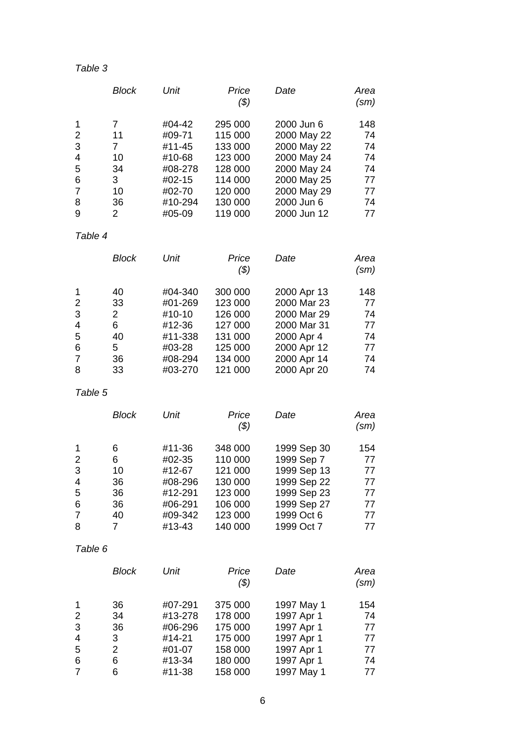*Table 3*

| | *Block* | *Unit* | *Price ($)* | *Date* | *Area (sm)* |
|---|---|---|---|---|---|
| 1 | 7 | #04-42 | 295 000 | 2000 Jun 6 | 148 |
| 2 | 11 | #09-71 | 115 000 | 2000 May 22 | 74 |
| 3 | 7 | #11-45 | 133 000 | 2000 May 22 | 74 |
| 4 | 10 | #10-68 | 123 000 | 2000 May 24 | 74 |
| 5 | 34 | #08-278 | 128 000 | 2000 May 24 | 74 |
| 6 | 3 | #02-15 | 114 000 | 2000 May 25 | 77 |
| 7 | 10 | #02-70 | 120 000 | 2000 May 29 | 77 |
| 8 | 36 | #10-294 | 130 000 | 2000 Jun 6 | 74 |
| 9 | 2 | #05-09 | 119 000 | 2000 Jun 12 | 77 |

*Table 4*

| | *Block* | *Unit* | *Price ($)* | *Date* | *Area (sm)* |
|---|---|---|---|---|---|
| 1 | 40 | #04-340 | 300 000 | 2000 Apr 13 | 148 |
| 2 | 33 | #01-269 | 123 000 | 2000 Mar 23 | 77 |
| 3 | 2 | #10-10 | 126 000 | 2000 Mar 29 | 74 |
| 4 | 6 | #12-36 | 127 000 | 2000 Mar 31 | 77 |
| 5 | 40 | #11-338 | 131 000 | 2000 Apr 4 | 74 |
| 6 | 5 | #03-28 | 125 000 | 2000 Apr 12 | 77 |
| 7 | 36 | #08-294 | 134 000 | 2000 Apr 14 | 74 |
| 8 | 33 | #03-270 | 121 000 | 2000 Apr 20 | 74 |

*Table 5*

| | *Block* | *Unit* | *Price ($)* | *Date* | *Area (sm)* |
|---|---|---|---|---|---|
| 1 | 6 | #11-36 | 348 000 | 1999 Sep 30 | 154 |
| 2 | 6 | #02-35 | 110 000 | 1999 Sep 7 | 77 |
| 3 | 10 | #12-67 | 121 000 | 1999 Sep 13 | 77 |
| 4 | 36 | #08-296 | 130 000 | 1999 Sep 22 | 77 |
| 5 | 36 | #12-291 | 123 000 | 1999 Sep 23 | 77 |
| 6 | 36 | #06-291 | 106 000 | 1999 Sep 27 | 77 |
| 7 | 40 | #09-342 | 123 000 | 1999 Oct 6 | 77 |
| 8 | 7 | #13-43 | 140 000 | 1999 Oct 7 | 77 |

*Table 6*

| | *Block* | *Unit* | *Price ($)* | *Date* | *Area (sm)* |
|---|---|---|---|---|---|
| 1 | 36 | #07-291 | 375 000 | 1997 May 1 | 154 |
| 2 | 34 | #13-278 | 178 000 | 1997 Apr 1 | 74 |
| 3 | 36 | #06-296 | 175 000 | 1997 Apr 1 | 77 |
| 4 | 3 | #14-21 | 175 000 | 1997 Apr 1 | 77 |
| 5 | 2 | #01-07 | 158 000 | 1997 Apr 1 | 77 |
| 6 | 6 | #13-34 | 180 000 | 1997 Apr 1 | 74 |
| 7 | 6 | #11-38 | 158 000 | 1997 May 1 | 77 |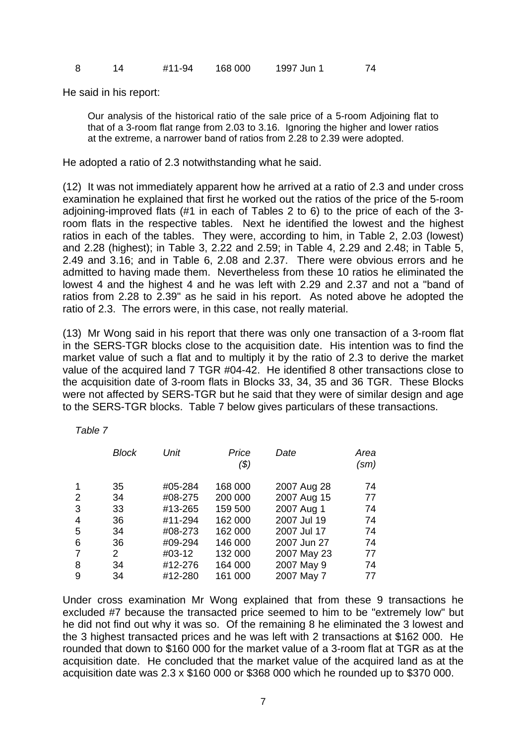| 8 | 14 | #11-94 | 168 000 | 1997 Jun 1 | 74 |
|---|---|---|---|---|---|

He said in his report:

> Our analysis of the historical ratio of the sale price of a 5-room Adjoining flat to that of a 3-room flat range from 2.03 to 3.16. Ignoring the higher and lower ratios at the extreme, a narrower band of ratios from 2.28 to 2.39 were adopted.

He adopted a ratio of 2.3 notwithstanding what he said.

(12) It was not immediately apparent how he arrived at a ratio of 2.3 and under cross examination he explained that first he worked out the ratios of the price of the 5-room adjoining-improved flats (#1 in each of Tables 2 to 6) to the price of each of the 3-room flats in the respective tables. Next he identified the lowest and the highest ratios in each of the tables. They were, according to him, in Table 2, 2.03 (lowest) and 2.28 (highest); in Table 3, 2.22 and 2.59; in Table 4, 2.29 and 2.48; in Table 5, 2.49 and 3.16; and in Table 6, 2.08 and 2.37. There were obvious errors and he admitted to having made them. Nevertheless from these 10 ratios he eliminated the lowest 4 and the highest 4 and he was left with 2.29 and 2.37 and not a "band of ratios from 2.28 to 2.39" as he said in his report. As noted above he adopted the ratio of 2.3. The errors were, in this case, not really material.

(13) Mr Wong said in his report that there was only one transaction of a 3-room flat in the SERS-TGR blocks close to the acquisition date. His intention was to find the market value of such a flat and to multiply it by the ratio of 2.3 to derive the market value of the acquired land 7 TGR #04-42. He identified 8 other transactions close to the acquisition date of 3-room flats in Blocks 33, 34, 35 and 36 TGR. These Blocks were not affected by SERS-TGR but he said that they were of similar design and age to the SERS-TGR blocks. Table 7 below gives particulars of these transactions.

*Table 7*

| | *Block* | *Unit* | *Price ($)* | *Date* | *Area (sm)* |
|---|---|---|---|---|---|
| 1 | 35 | #05-284 | 168 000 | 2007 Aug 28 | 74 |
| 2 | 34 | #08-275 | 200 000 | 2007 Aug 15 | 77 |
| 3 | 33 | #13-265 | 159 500 | 2007 Aug 1 | 74 |
| 4 | 36 | #11-294 | 162 000 | 2007 Jul 19 | 74 |
| 5 | 34 | #08-273 | 162 000 | 2007 Jul 17 | 74 |
| 6 | 36 | #09-294 | 146 000 | 2007 Jun 27 | 74 |
| 7 | 2 | #03-12 | 132 000 | 2007 May 23 | 77 |
| 8 | 34 | #12-276 | 164 000 | 2007 May 9 | 74 |
| 9 | 34 | #12-280 | 161 000 | 2007 May 7 | 77 |

Under cross examination Mr Wong explained that from these 9 transactions he excluded #7 because the transacted price seemed to him to be "extremely low" but he did not find out why it was so. Of the remaining 8 he eliminated the 3 lowest and the 3 highest transacted prices and he was left with 2 transactions at $162 000. He rounded that down to $160 000 for the market value of a 3-room flat at TGR as at the acquisition date. He concluded that the market value of the acquired land as at the acquisition date was 2.3 x $160 000 or $368 000 which he rounded up to $370 000.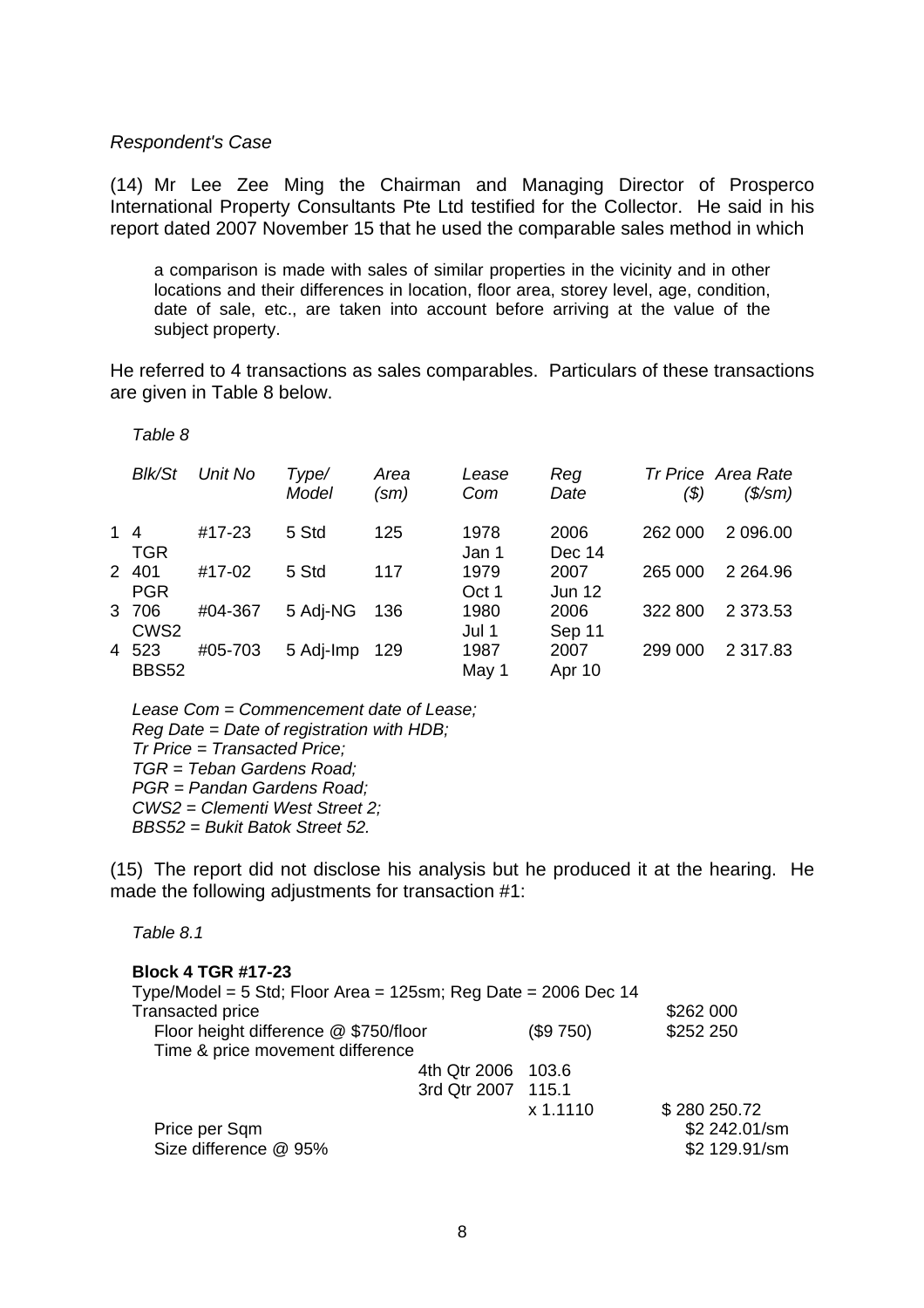*Respondent's Case*

(14) Mr Lee Zee Ming the Chairman and Managing Director of Prosperco International Property Consultants Pte Ltd testified for the Collector. He said in his report dated 2007 November 15 that he used the comparable sales method in which

> a comparison is made with sales of similar properties in the vicinity and in other locations and their differences in location, floor area, storey level, age, condition, date of sale, etc., are taken into account before arriving at the value of the subject property.

He referred to 4 transactions as sales comparables. Particulars of these transactions are given in Table 8 below.

*Table 8*

| | *Blk/St* | *Unit No* | *Type/ Model* | *Area (sm)* | *Lease Com* | *Reg Date* | *Tr Price ($)* | *Area Rate ($/sm)* |
|---|---|---|---|---|---|---|---|---|
| 1 | 4 TGR | #17-23 | 5 Std | 125 | 1978 Jan 1 | 2006 Dec 14 | 262 000 | 2 096.00 |
| 2 | 401 PGR | #17-02 | 5 Std | 117 | 1979 Oct 1 | 2007 Jun 12 | 265 000 | 2 264.96 |
| 3 | 706 CWS2 | #04-367 | 5 Adj-NG | 136 | 1980 Jul 1 | 2006 Sep 11 | 322 800 | 2 373.53 |
| 4 | 523 BBS52 | #05-703 | 5 Adj-Imp | 129 | 1987 May 1 | 2007 Apr 10 | 299 000 | 2 317.83 |

*Lease Com = Commencement date of Lease;*
*Reg Date = Date of registration with HDB;*
*Tr Price = Transacted Price;*
*TGR = Teban Gardens Road;*
*PGR = Pandan Gardens Road;*
*CWS2 = Clementi West Street 2;*
*BBS52 = Bukit Batok Street 52.*

(15) The report did not disclose his analysis but he produced it at the hearing. He made the following adjustments for transaction #1:

*Table 8.1*

**Block 4 TGR #17-23**

Type/Model = 5 Std; Floor Area = 125sm; Reg Date = 2006 Dec 14

| | | | |
|---|---|---|---|
| Transacted price | | | $262 000 |
| Floor height difference @ $750/floor | | ($9 750) | $252 250 |
| Time & price movement difference | | | |
| | 4th Qtr 2006 | 103.6 | |
| | 3rd Qtr 2007 | 115.1 | |
| | | x 1.1110 | $ 280 250.72 |
| Price per Sqm | | | $2 242.01/sm |
| Size difference @ 95% | | | $2 129.91/sm |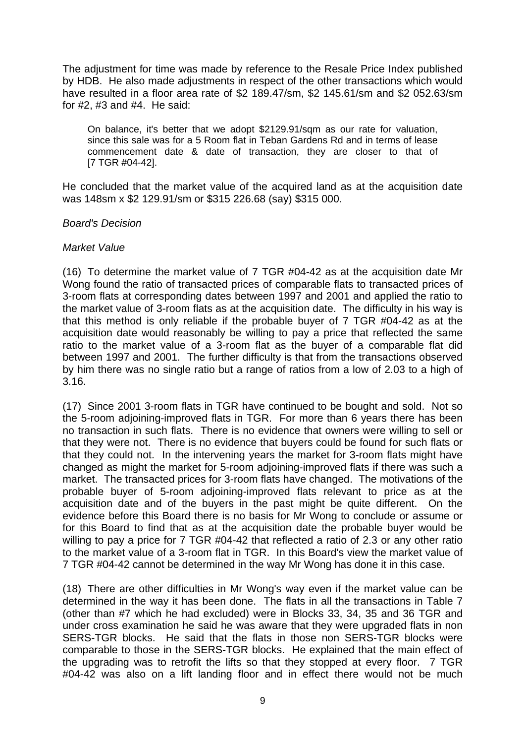The adjustment for time was made by reference to the Resale Price Index published by HDB. He also made adjustments in respect of the other transactions which would have resulted in a floor area rate of $2 189.47/sm, $2 145.61/sm and $2 052.63/sm for #2, #3 and #4. He said:

> On balance, it's better that we adopt $2129.91/sqm as our rate for valuation, since this sale was for a 5 Room flat in Teban Gardens Rd and in terms of lease commencement date & date of transaction, they are closer to that of [7 TGR #04-42].

He concluded that the market value of the acquired land as at the acquisition date was 148sm x $2 129.91/sm or $315 226.68 (say) $315 000.

*Board's Decision*

*Market Value*

(16) To determine the market value of 7 TGR #04-42 as at the acquisition date Mr Wong found the ratio of transacted prices of comparable flats to transacted prices of 3-room flats at corresponding dates between 1997 and 2001 and applied the ratio to the market value of 3-room flats as at the acquisition date. The difficulty in his way is that this method is only reliable if the probable buyer of 7 TGR #04-42 as at the acquisition date would reasonably be willing to pay a price that reflected the same ratio to the market value of a 3-room flat as the buyer of a comparable flat did between 1997 and 2001. The further difficulty is that from the transactions observed by him there was no single ratio but a range of ratios from a low of 2.03 to a high of 3.16.

(17) Since 2001 3-room flats in TGR have continued to be bought and sold. Not so the 5-room adjoining-improved flats in TGR. For more than 6 years there has been no transaction in such flats. There is no evidence that owners were willing to sell or that they were not. There is no evidence that buyers could be found for such flats or that they could not. In the intervening years the market for 3-room flats might have changed as might the market for 5-room adjoining-improved flats if there was such a market. The transacted prices for 3-room flats have changed. The motivations of the probable buyer of 5-room adjoining-improved flats relevant to price as at the acquisition date and of the buyers in the past might be quite different. On the evidence before this Board there is no basis for Mr Wong to conclude or assume or for this Board to find that as at the acquisition date the probable buyer would be willing to pay a price for 7 TGR #04-42 that reflected a ratio of 2.3 or any other ratio to the market value of a 3-room flat in TGR. In this Board's view the market value of 7 TGR #04-42 cannot be determined in the way Mr Wong has done it in this case.

(18) There are other difficulties in Mr Wong's way even if the market value can be determined in the way it has been done. The flats in all the transactions in Table 7 (other than #7 which he had excluded) were in Blocks 33, 34, 35 and 36 TGR and under cross examination he said he was aware that they were upgraded flats in non SERS-TGR blocks. He said that the flats in those non SERS-TGR blocks were comparable to those in the SERS-TGR blocks. He explained that the main effect of the upgrading was to retrofit the lifts so that they stopped at every floor. 7 TGR #04-42 was also on a lift landing floor and in effect there would not be much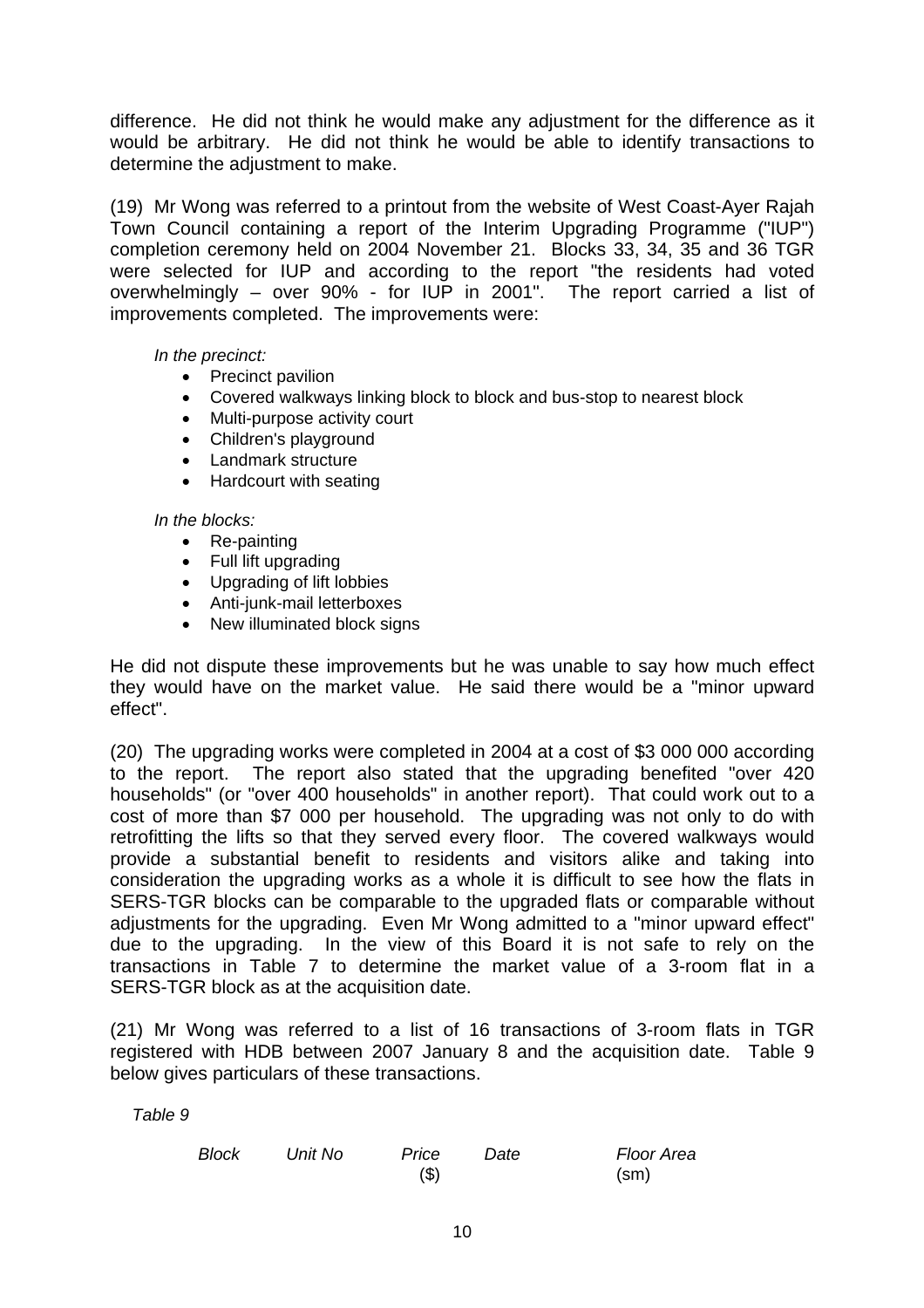difference. He did not think he would make any adjustment for the difference as it would be arbitrary. He did not think he would be able to identify transactions to determine the adjustment to make.

(19) Mr Wong was referred to a printout from the website of West Coast-Ayer Rajah Town Council containing a report of the Interim Upgrading Programme ("IUP") completion ceremony held on 2004 November 21. Blocks 33, 34, 35 and 36 TGR were selected for IUP and according to the report "the residents had voted overwhelmingly – over 90% - for IUP in 2001". The report carried a list of improvements completed. The improvements were:

*In the precinct:*

- Precinct pavilion
- Covered walkways linking block to block and bus-stop to nearest block
- Multi-purpose activity court
- Children's playground
- Landmark structure
- Hardcourt with seating

*In the blocks:*

- Re-painting
- Full lift upgrading
- Upgrading of lift lobbies
- Anti-junk-mail letterboxes
- New illuminated block signs

He did not dispute these improvements but he was unable to say how much effect they would have on the market value. He said there would be a "minor upward effect".

(20) The upgrading works were completed in 2004 at a cost of $3 000 000 according to the report. The report also stated that the upgrading benefited "over 420 households" (or "over 400 households" in another report). That could work out to a cost of more than $7 000 per household. The upgrading was not only to do with retrofitting the lifts so that they served every floor. The covered walkways would provide a substantial benefit to residents and visitors alike and taking into consideration the upgrading works as a whole it is difficult to see how the flats in SERS-TGR blocks can be comparable to the upgraded flats or comparable without adjustments for the upgrading. Even Mr Wong admitted to a "minor upward effect" due to the upgrading. In the view of this Board it is not safe to rely on the transactions in Table 7 to determine the market value of a 3-room flat in a SERS-TGR block as at the acquisition date.

(21) Mr Wong was referred to a list of 16 transactions of 3-room flats in TGR registered with HDB between 2007 January 8 and the acquisition date. Table 9 below gives particulars of these transactions.

*Table 9*

| *Block* | *Unit No* | *Price* ($) | *Date* | *Floor Area* (sm) |
|---|---|---|---|---|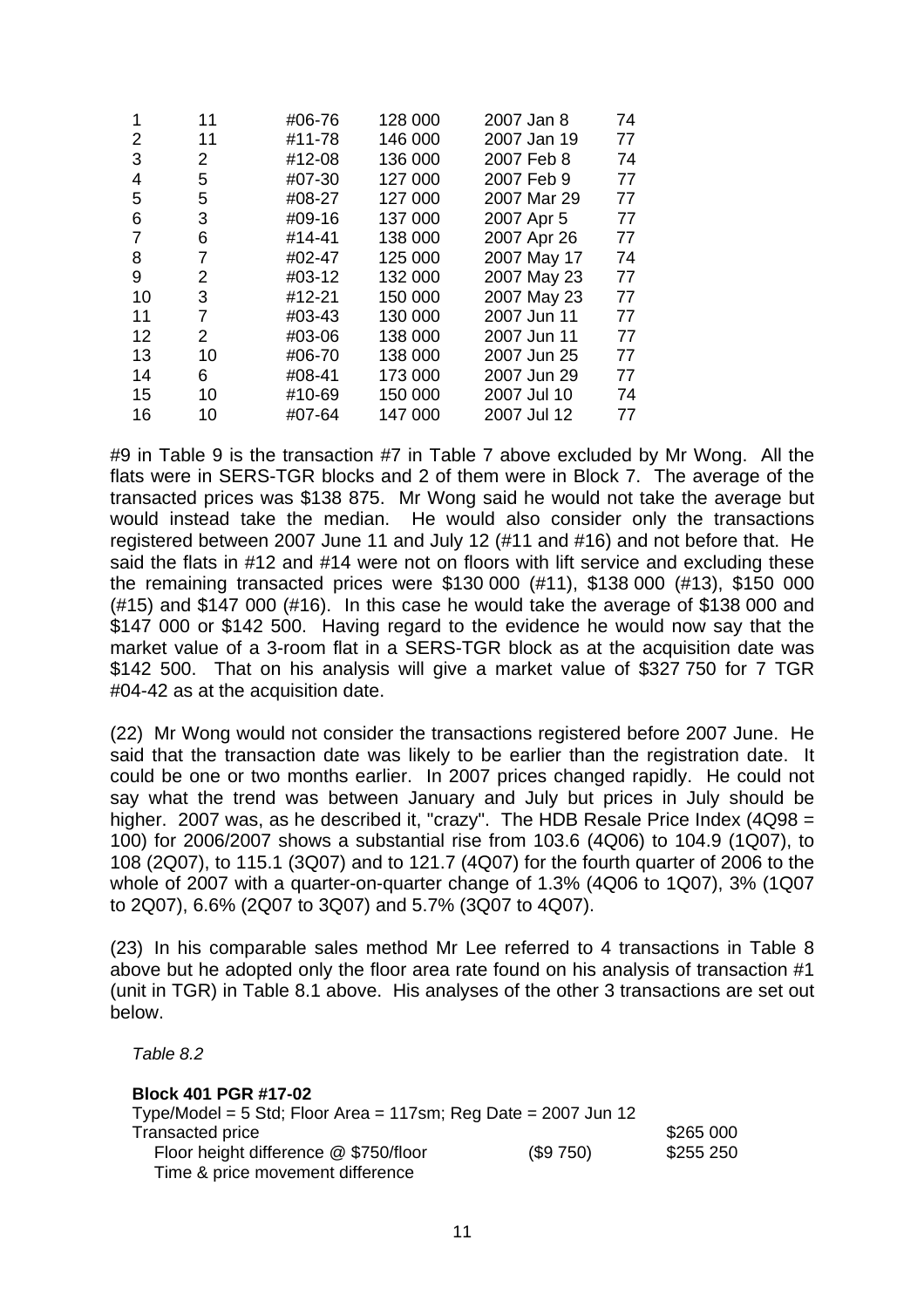| | | | | | |
|---|---|---|---|---|---|
| 1 | 11 | #06-76 | 128 000 | 2007 Jan 8 | 74 |
| 2 | 11 | #11-78 | 146 000 | 2007 Jan 19 | 77 |
| 3 | 2 | #12-08 | 136 000 | 2007 Feb 8 | 74 |
| 4 | 5 | #07-30 | 127 000 | 2007 Feb 9 | 77 |
| 5 | 5 | #08-27 | 127 000 | 2007 Mar 29 | 77 |
| 6 | 3 | #09-16 | 137 000 | 2007 Apr 5 | 77 |
| 7 | 6 | #14-41 | 138 000 | 2007 Apr 26 | 77 |
| 8 | 7 | #02-47 | 125 000 | 2007 May 17 | 74 |
| 9 | 2 | #03-12 | 132 000 | 2007 May 23 | 77 |
| 10 | 3 | #12-21 | 150 000 | 2007 May 23 | 77 |
| 11 | 7 | #03-43 | 130 000 | 2007 Jun 11 | 77 |
| 12 | 2 | #03-06 | 138 000 | 2007 Jun 11 | 77 |
| 13 | 10 | #06-70 | 138 000 | 2007 Jun 25 | 77 |
| 14 | 6 | #08-41 | 173 000 | 2007 Jun 29 | 77 |
| 15 | 10 | #10-69 | 150 000 | 2007 Jul 10 | 74 |
| 16 | 10 | #07-64 | 147 000 | 2007 Jul 12 | 77 |

#9 in Table 9 is the transaction #7 in Table 7 above excluded by Mr Wong. All the flats were in SERS-TGR blocks and 2 of them were in Block 7. The average of the transacted prices was $138 875. Mr Wong said he would not take the average but would instead take the median. He would also consider only the transactions registered between 2007 June 11 and July 12 (#11 and #16) and not before that. He said the flats in #12 and #14 were not on floors with lift service and excluding these the remaining transacted prices were $130 000 (#11), $138 000 (#13), $150 000 (#15) and $147 000 (#16). In this case he would take the average of $138 000 and $147 000 or $142 500. Having regard to the evidence he would now say that the market value of a 3-room flat in a SERS-TGR block as at the acquisition date was $142 500. That on his analysis will give a market value of $327 750 for 7 TGR #04-42 as at the acquisition date.

(22) Mr Wong would not consider the transactions registered before 2007 June. He said that the transaction date was likely to be earlier than the registration date. It could be one or two months earlier. In 2007 prices changed rapidly. He could not say what the trend was between January and July but prices in July should be higher. 2007 was, as he described it, "crazy". The HDB Resale Price Index (4Q98 = 100) for 2006/2007 shows a substantial rise from 103.6 (4Q06) to 104.9 (1Q07), to 108 (2Q07), to 115.1 (3Q07) and to 121.7 (4Q07) for the fourth quarter of 2006 to the whole of 2007 with a quarter-on-quarter change of 1.3% (4Q06 to 1Q07), 3% (1Q07 to 2Q07), 6.6% (2Q07 to 3Q07) and 5.7% (3Q07 to 4Q07).

(23) In his comparable sales method Mr Lee referred to 4 transactions in Table 8 above but he adopted only the floor area rate found on his analysis of transaction #1 (unit in TGR) in Table 8.1 above. His analyses of the other 3 transactions are set out below.

*Table 8.2*

**Block 401 PGR #17-02**

Type/Model = 5 Std; Floor Area = 117sm; Reg Date = 2007 Jun 12

| | | |
|---|---|---|
| Transacted price | | $265 000 |
| Floor height difference @ $750/floor | ($9 750) | $255 250 |
| Time & price movement difference | | |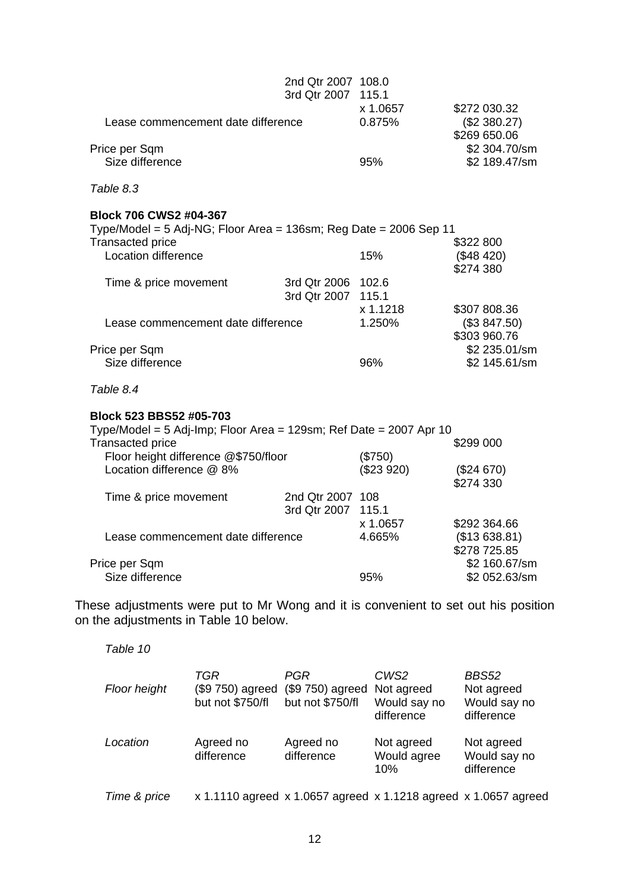| | | | |
|---|---|---|---|
| | 2nd Qtr 2007 | 108.0 | |
| | 3rd Qtr 2007 | 115.1 | |
| | | x 1.0657 | $272 030.32 |
| Lease commencement date difference | | 0.875% | ($2 380.27) |
| | | | $269 650.06 |
| Price per Sqm | | | $2 304.70/sm |
| Size difference | | 95% | $2 189.47/sm |

*Table 8.3*

**Block 706 CWS2 #04-367**

Type/Model = 5 Adj-NG; Floor Area = 136sm; Reg Date = 2006 Sep 11

| | | | |
|---|---|---|---|
| Transacted price | | | $322 800 |
| Location difference | | 15% | ($48 420) |
| | | | $274 380 |
| Time & price movement | 3rd Qtr 2006 | 102.6 | |
| | 3rd Qtr 2007 | 115.1 | |
| | | x 1.1218 | $307 808.36 |
| Lease commencement date difference | | 1.250% | ($3 847.50) |
| | | | $303 960.76 |
| Price per Sqm | | | $2 235.01/sm |
| Size difference | | 96% | $2 145.61/sm |

*Table 8.4*

**Block 523 BBS52 #05-703**

Type/Model = 5 Adj-Imp; Floor Area = 129sm; Ref Date = 2007 Apr 10

| | | | |
|---|---|---|---|
| Transacted price | | | $299 000 |
| Floor height difference @$750/floor | | ($750) | |
| Location difference @ 8% | | ($23 920) | ($24 670) |
| | | | $274 330 |
| Time & price movement | 2nd Qtr 2007 | 108 | |
| | 3rd Qtr 2007 | 115.1 | |
| | | x 1.0657 | $292 364.66 |
| Lease commencement date difference | | 4.665% | ($13 638.81) |
| | | | $278 725.85 |
| Price per Sqm | | | $2 160.67/sm |
| Size difference | | 95% | $2 052.63/sm |

These adjustments were put to Mr Wong and it is convenient to set out his position on the adjustments in Table 10 below.

*Table 10*

| | *TGR* | *PGR* | *CWS2* | *BBS52* |
|---|---|---|---|---|
| *Floor height* | ($9 750) agreed but not $750/fl | ($9 750) agreed but not $750/fl | Not agreed Would say no difference | Not agreed Would say no difference |
| *Location* | Agreed no difference | Agreed no difference | Not agreed Would agree 10% | Not agreed Would say no difference |
| *Time & price* | x 1.1110 agreed | x 1.0657 agreed | x 1.1218 agreed | x 1.0657 agreed |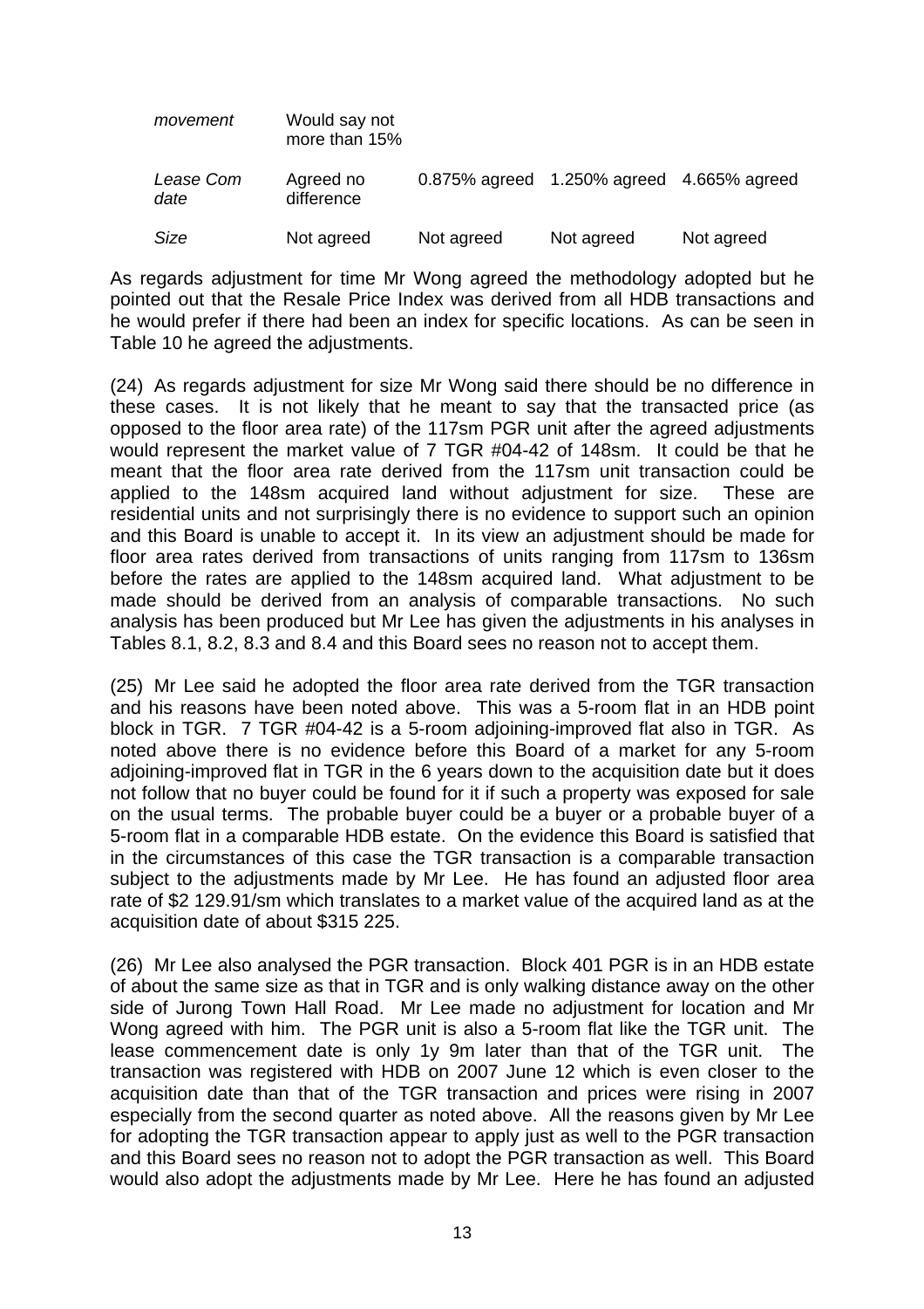| | | | | |
|---|---|---|---|---|
| *movement* | Would say not more than 15% | | | |
| *Lease Com date* | Agreed no difference | 0.875% agreed | 1.250% agreed | 4.665% agreed |
| *Size* | Not agreed | Not agreed | Not agreed | Not agreed |

As regards adjustment for time Mr Wong agreed the methodology adopted but he pointed out that the Resale Price Index was derived from all HDB transactions and he would prefer if there had been an index for specific locations. As can be seen in Table 10 he agreed the adjustments.

(24) As regards adjustment for size Mr Wong said there should be no difference in these cases. It is not likely that he meant to say that the transacted price (as opposed to the floor area rate) of the 117sm PGR unit after the agreed adjustments would represent the market value of 7 TGR #04-42 of 148sm. It could be that he meant that the floor area rate derived from the 117sm unit transaction could be applied to the 148sm acquired land without adjustment for size. These are residential units and not surprisingly there is no evidence to support such an opinion and this Board is unable to accept it. In its view an adjustment should be made for floor area rates derived from transactions of units ranging from 117sm to 136sm before the rates are applied to the 148sm acquired land. What adjustment to be made should be derived from an analysis of comparable transactions. No such analysis has been produced but Mr Lee has given the adjustments in his analyses in Tables 8.1, 8.2, 8.3 and 8.4 and this Board sees no reason not to accept them.

(25) Mr Lee said he adopted the floor area rate derived from the TGR transaction and his reasons have been noted above. This was a 5-room flat in an HDB point block in TGR. 7 TGR #04-42 is a 5-room adjoining-improved flat also in TGR. As noted above there is no evidence before this Board of a market for any 5-room adjoining-improved flat in TGR in the 6 years down to the acquisition date but it does not follow that no buyer could be found for it if such a property was exposed for sale on the usual terms. The probable buyer could be a buyer or a probable buyer of a 5-room flat in a comparable HDB estate. On the evidence this Board is satisfied that in the circumstances of this case the TGR transaction is a comparable transaction subject to the adjustments made by Mr Lee. He has found an adjusted floor area rate of $2 129.91/sm which translates to a market value of the acquired land as at the acquisition date of about $315 225.

(26) Mr Lee also analysed the PGR transaction. Block 401 PGR is in an HDB estate of about the same size as that in TGR and is only walking distance away on the other side of Jurong Town Hall Road. Mr Lee made no adjustment for location and Mr Wong agreed with him. The PGR unit is also a 5-room flat like the TGR unit. The lease commencement date is only 1y 9m later than that of the TGR unit. The transaction was registered with HDB on 2007 June 12 which is even closer to the acquisition date than that of the TGR transaction and prices were rising in 2007 especially from the second quarter as noted above. All the reasons given by Mr Lee for adopting the TGR transaction appear to apply just as well to the PGR transaction and this Board sees no reason not to adopt the PGR transaction as well. This Board would also adopt the adjustments made by Mr Lee. Here he has found an adjusted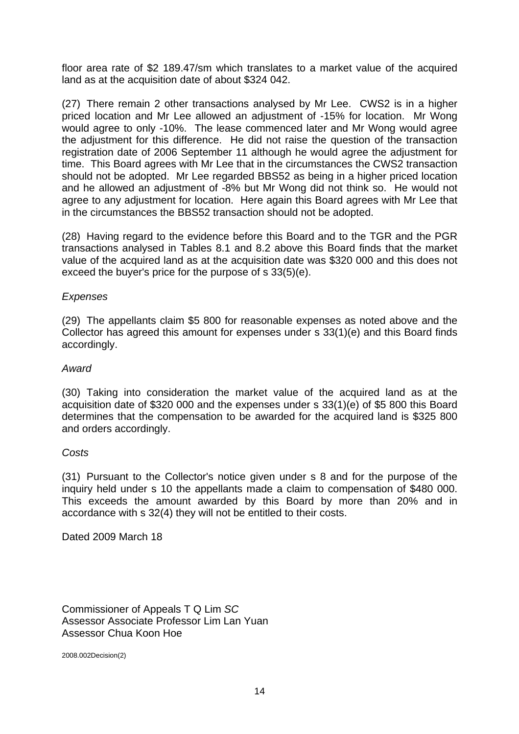floor area rate of $2 189.47/sm which translates to a market value of the acquired land as at the acquisition date of about $324 042.

(27) There remain 2 other transactions analysed by Mr Lee. CWS2 is in a higher priced location and Mr Lee allowed an adjustment of -15% for location. Mr Wong would agree to only -10%. The lease commenced later and Mr Wong would agree the adjustment for this difference. He did not raise the question of the transaction registration date of 2006 September 11 although he would agree the adjustment for time. This Board agrees with Mr Lee that in the circumstances the CWS2 transaction should not be adopted. Mr Lee regarded BBS52 as being in a higher priced location and he allowed an adjustment of -8% but Mr Wong did not think so. He would not agree to any adjustment for location. Here again this Board agrees with Mr Lee that in the circumstances the BBS52 transaction should not be adopted.

(28) Having regard to the evidence before this Board and to the TGR and the PGR transactions analysed in Tables 8.1 and 8.2 above this Board finds that the market value of the acquired land as at the acquisition date was $320 000 and this does not exceed the buyer's price for the purpose of s 33(5)(e).

*Expenses*

(29) The appellants claim $5 800 for reasonable expenses as noted above and the Collector has agreed this amount for expenses under s 33(1)(e) and this Board finds accordingly.

*Award*

(30) Taking into consideration the market value of the acquired land as at the acquisition date of $320 000 and the expenses under s 33(1)(e) of $5 800 this Board determines that the compensation to be awarded for the acquired land is $325 800 and orders accordingly.

*Costs*

(31) Pursuant to the Collector's notice given under s 8 and for the purpose of the inquiry held under s 10 the appellants made a claim to compensation of $480 000. This exceeds the amount awarded by this Board by more than 20% and in accordance with s 32(4) they will not be entitled to their costs.

Dated 2009 March 18

Commissioner of Appeals T Q Lim *SC*
Assessor Associate Professor Lim Lan Yuan
Assessor Chua Koon Hoe

2008.002Decision(2)